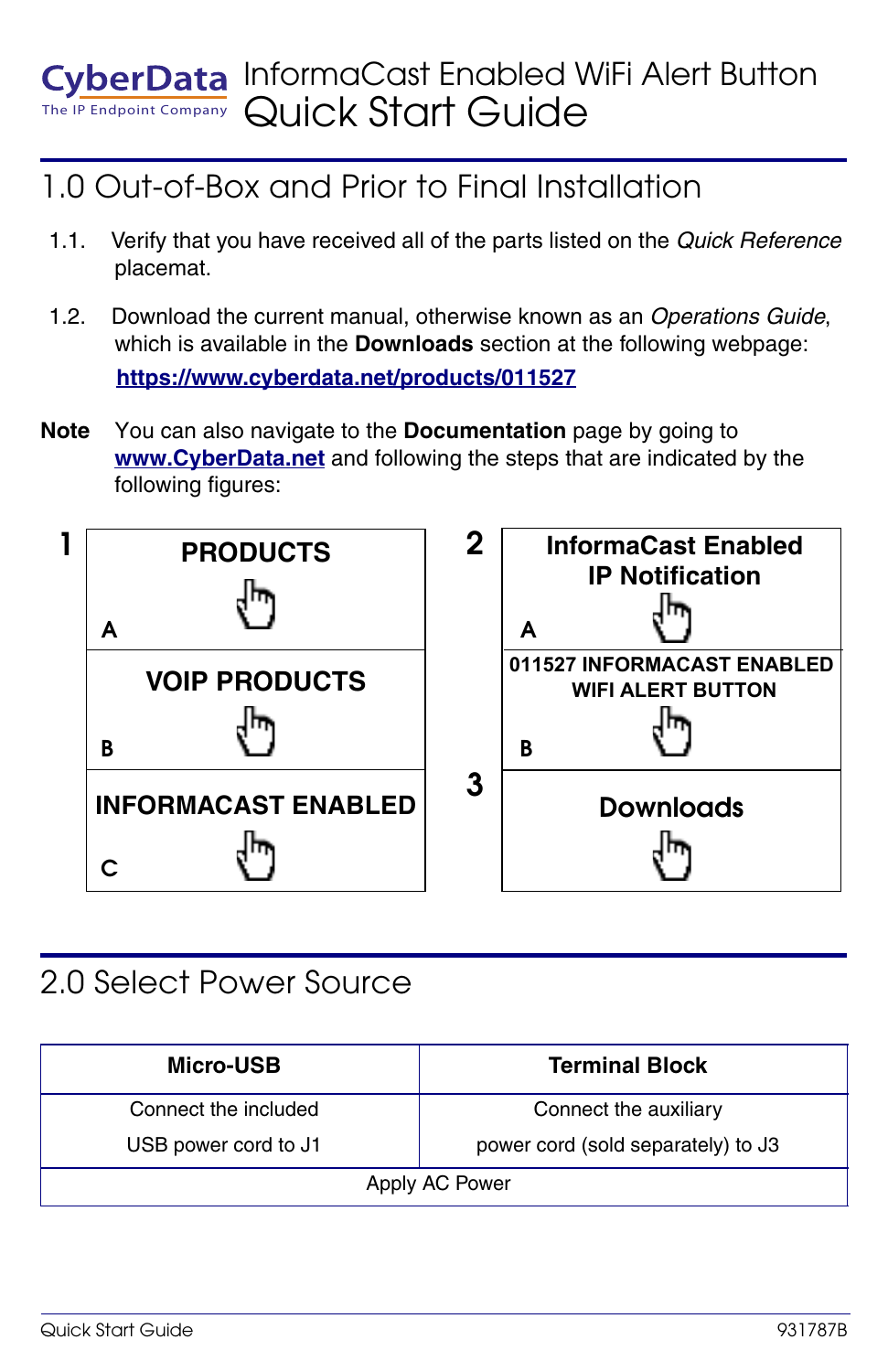CyberData
The IP Endpoint Company

# InformaCast Enabled WiFi Alert Button Quick Start Guide

## 1.0 Out-of-Box and Prior to Final Installation

1.1. Verify that you have received all of the parts listed on the *Quick Reference* placemat.

1.2. Download the current manual, otherwise known as an *Operations Guide*, which is available in the **Downloads** section at the following webpage:

**https://www.cyberdata.net/products/011527**

**Note** You can also navigate to the **Documentation** page by going to **www.CyberData.net** and following the steps that are indicated by the following figures:

1
A — PRODUCTS
B — VOIP PRODUCTS
C — INFORMACAST ENABLED

2
A — InformaCast Enabled IP Notification
B — 011527 INFORMACAST ENABLED WIFI ALERT BUTTON

3
Downloads

## 2.0 Select Power Source

| Micro-USB | Terminal Block |
|---|---|
| Connect the included USB power cord to J1 | Connect the auxiliary power cord (sold separately) to J3 |
| Apply AC Power | |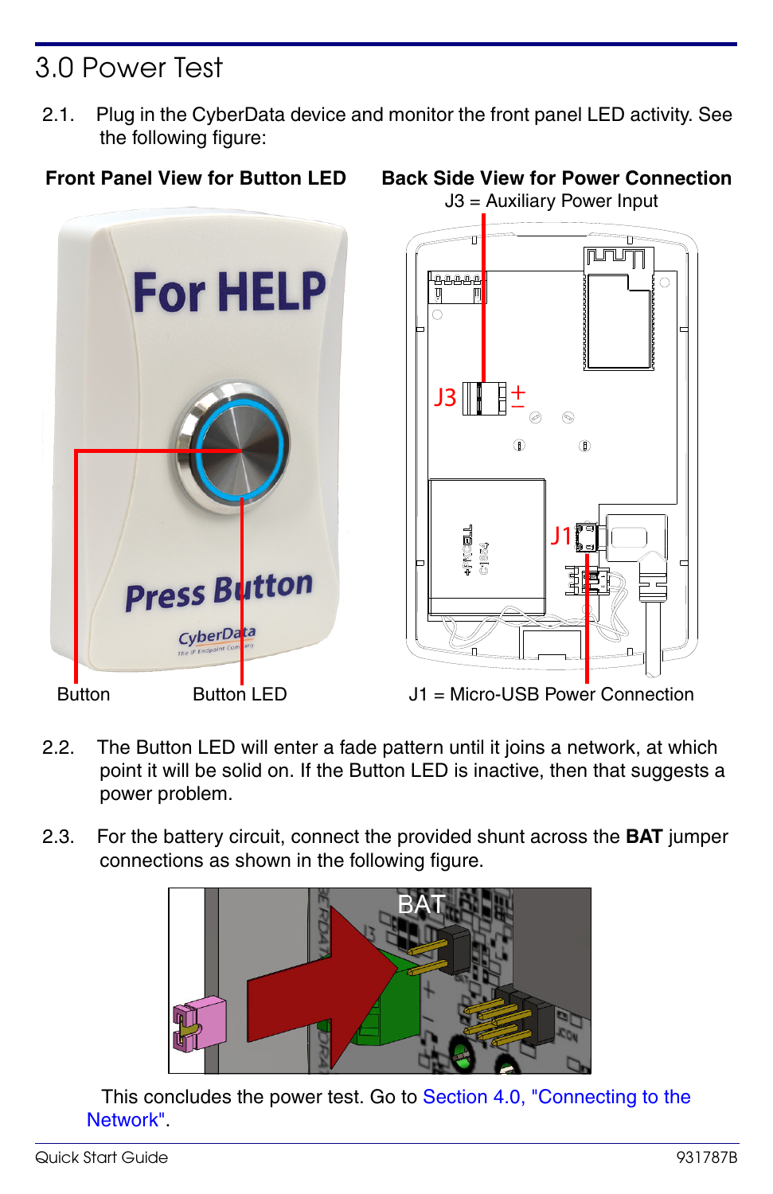# 3.0 Power Test

2.1. Plug in the CyberData device and monitor the front panel LED activity. See the following figure:

**Front Panel View for Button LED**

**Back Side View for Power Connection**

J3 = Auxiliary Power Input

Button

Button LED

J1 = Micro-USB Power Connection

2.2. The Button LED will enter a fade pattern until it joins a network, at which point it will be solid on. If the Button LED is inactive, then that suggests a power problem.

2.3. For the battery circuit, connect the provided shunt across the **BAT** jumper connections as shown in the following figure.

This concludes the power test. Go to Section 4.0, "Connecting to the Network".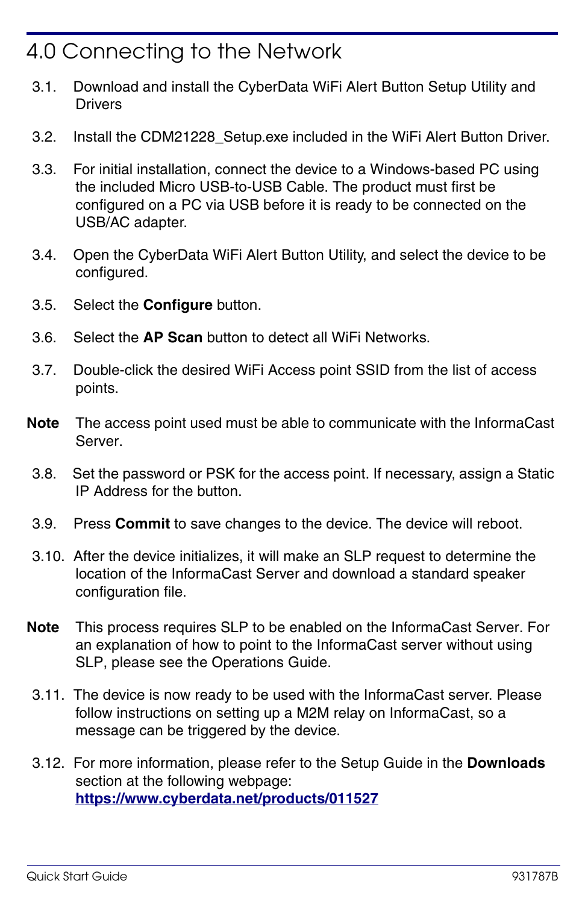# 4.0 Connecting to the Network

3.1. Download and install the CyberData WiFi Alert Button Setup Utility and Drivers

3.2. Install the CDM21228_Setup.exe included in the WiFi Alert Button Driver.

3.3. For initial installation, connect the device to a Windows-based PC using the included Micro USB-to-USB Cable. The product must first be configured on a PC via USB before it is ready to be connected on the USB/AC adapter.

3.4. Open the CyberData WiFi Alert Button Utility, and select the device to be configured.

3.5. Select the **Configure** button.

3.6. Select the **AP Scan** button to detect all WiFi Networks.

3.7. Double-click the desired WiFi Access point SSID from the list of access points.

**Note** The access point used must be able to communicate with the InformaCast Server.

3.8. Set the password or PSK for the access point. If necessary, assign a Static IP Address for the button.

3.9. Press **Commit** to save changes to the device. The device will reboot.

3.10. After the device initializes, it will make an SLP request to determine the location of the InformaCast Server and download a standard speaker configuration file.

**Note** This process requires SLP to be enabled on the InformaCast Server. For an explanation of how to point to the InformaCast server without using SLP, please see the Operations Guide.

3.11. The device is now ready to be used with the InformaCast server. Please follow instructions on setting up a M2M relay on InformaCast, so a message can be triggered by the device.

3.12. For more information, please refer to the Setup Guide in the **Downloads** section at the following webpage: **https://www.cyberdata.net/products/011527**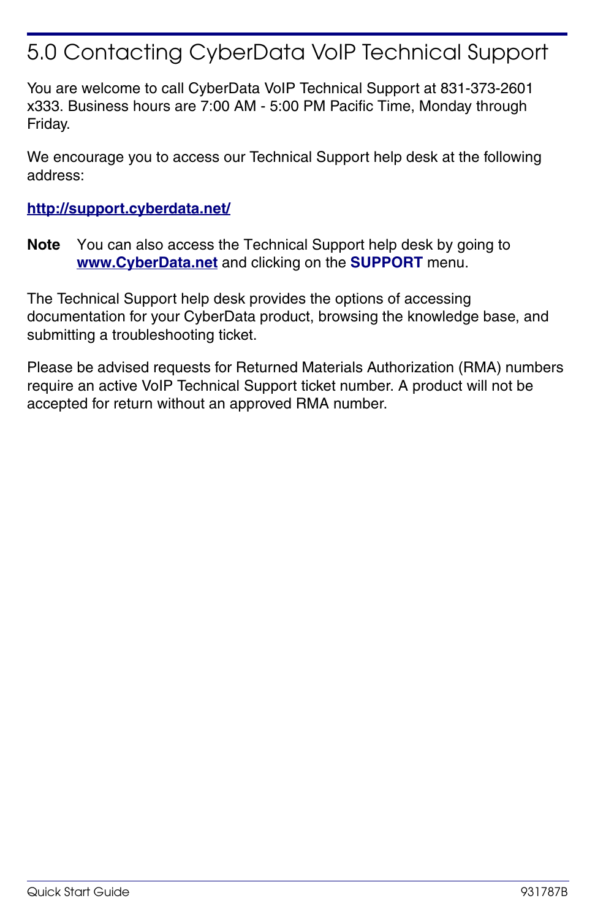# 5.0 Contacting CyberData VoIP Technical Support

You are welcome to call CyberData VoIP Technical Support at 831-373-2601 x333. Business hours are 7:00 AM - 5:00 PM Pacific Time, Monday through Friday.

We encourage you to access our Technical Support help desk at the following address:

**http://support.cyberdata.net/**

**Note** You can also access the Technical Support help desk by going to **www.CyberData.net** and clicking on the **SUPPORT** menu.

The Technical Support help desk provides the options of accessing documentation for your CyberData product, browsing the knowledge base, and submitting a troubleshooting ticket.

Please be advised requests for Returned Materials Authorization (RMA) numbers require an active VoIP Technical Support ticket number. A product will not be accepted for return without an approved RMA number.